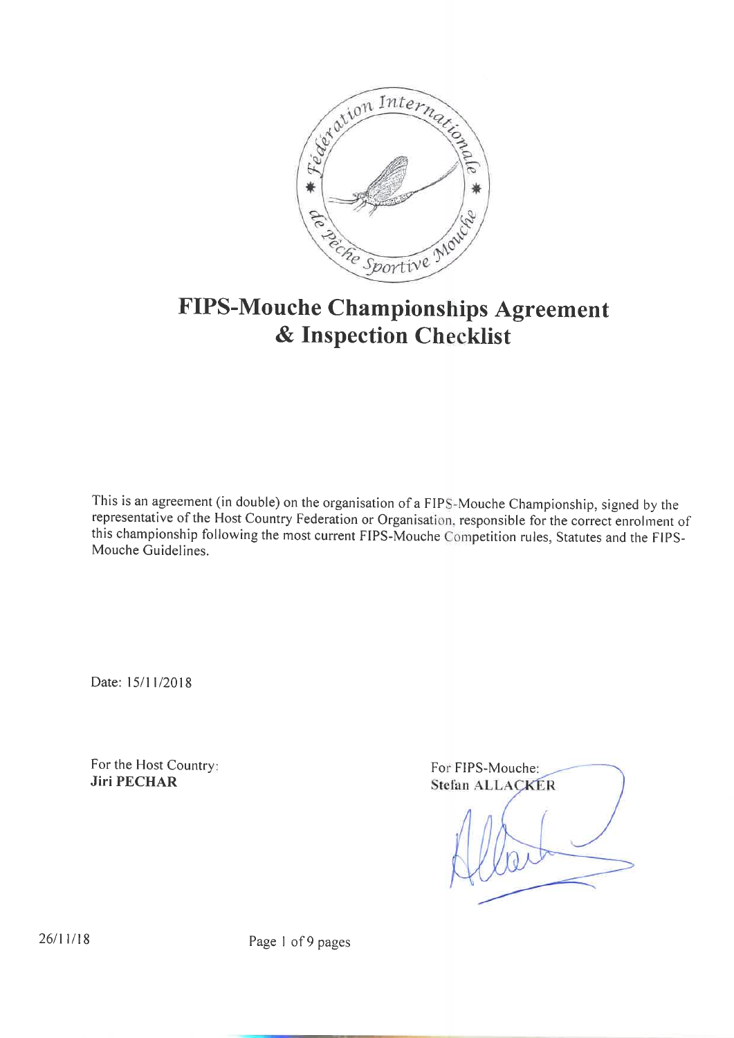# FIPS-Mouche Championships Agreement & Inspection Checklist

This is an agreement (in double) on the organisation of a FIPS-Mouche Championship, signed by the representative of the Host Country Federation or Organisation, responsible for the correct enrolment of this championship following the most current FIPS-Mouche Competition rules, Statutes and the FIPS-Mouche Guidelines.

Date: 15/11/2018

For the Host Country:
**Jiri PECHAR**

For FIPS-Mouche:
**Stefan ALLACKER**

26/11/18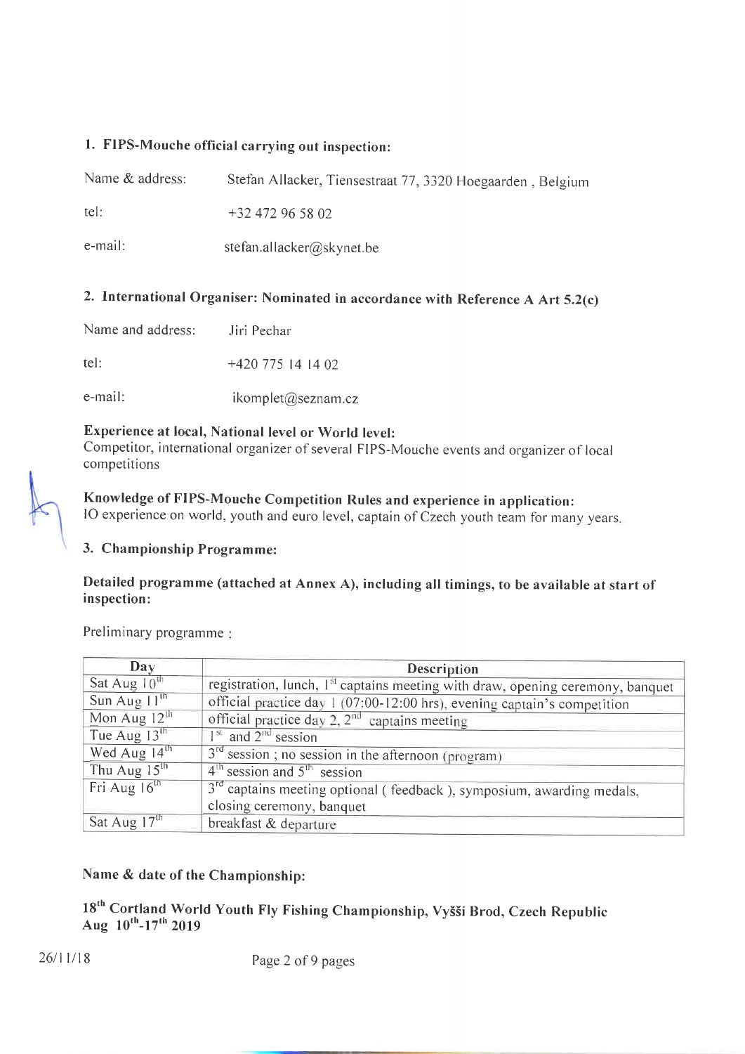## 1. FIPS-Mouche official carrying out inspection:

Name & address: Stefan Allacker, Tiensestraat 77, 3320 Hoegaarden , Belgium

tel: +32 472 96 58 02

e-mail: stefan.allacker@skynet.be

## 2. International Organiser: Nominated in accordance with Reference A Art 5.2(c)

Name and address: Jiri Pechar

tel: +420 775 14 14 02

e-mail: ikomplet@seznam.cz

**Experience at local, National level or World level:**
Competitor, international organizer of several FIPS-Mouche events and organizer of local competitions

**Knowledge of FIPS-Mouche Competition Rules and experience in application:**
IO experience on world, youth and euro level, captain of Czech youth team for many years.

## 3. Championship Programme:

**Detailed programme (attached at Annex A), including all timings, to be available at start of inspection:**

Preliminary programme :

| Day | Description |
| --- | --- |
| Sat Aug 10th | registration, lunch, 1st captains meeting with draw, opening ceremony, banquet |
| Sun Aug 11th | official practice day 1 (07:00-12:00 hrs), evening captain's competition |
| Mon Aug 12th | official practice day 2, 2nd captains meeting |
| Tue Aug 13th | 1st and 2nd session |
| Wed Aug 14th | 3rd session ; no session in the afternoon (program) |
| Thu Aug 15th | 4th session and 5th session |
| Fri Aug 16th | 3rd captains meeting optional ( feedback ), symposium, awarding medals, closing ceremony, banquet |
| Sat Aug 17th | breakfast & departure |

**Name & date of the Championship:**

**18th Cortland World Youth Fly Fishing Championship, Vyšší Brod, Czech Republic Aug 10th-17th 2019**

26/11/18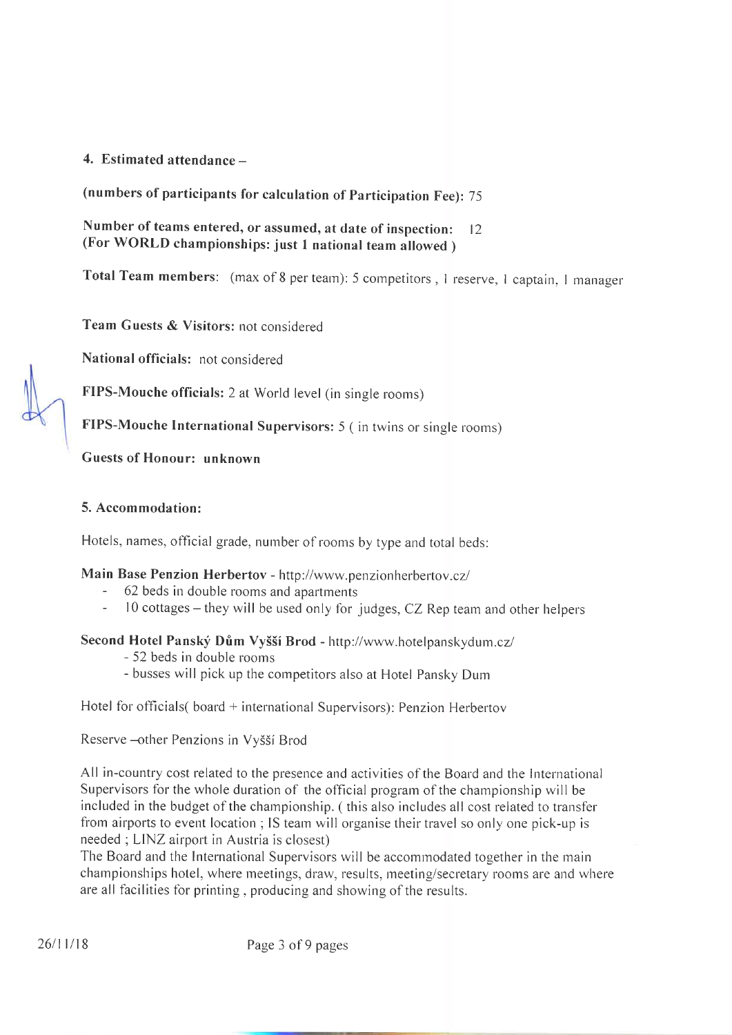## 4. Estimated attendance –

**(numbers of participants for calculation of Participation Fee):** 75

**Number of teams entered, or assumed, at date of inspection:** 12
**(For WORLD championships: just 1 national team allowed )**

**Total Team members**: (max of 8 per team): 5 competitors , 1 reserve, 1 captain, 1 manager

**Team Guests & Visitors:** not considered

**National officials:** not considered

**FIPS-Mouche officials:** 2 at World level (in single rooms)

**FIPS-Mouche International Supervisors:** 5 ( in twins or single rooms)

**Guests of Honour: unknown**

## 5. Accommodation:

Hotels, names, official grade, number of rooms by type and total beds:

**Main Base Penzion Herbertov** - http://www.penzionherbertov.cz/

- 62 beds in double rooms and apartments
- 10 cottages – they will be used only for judges, CZ Rep team and other helpers

**Second Hotel Panský Dům Vyšší Brod** - http://www.hotelpanskydum.cz/

- 52 beds in double rooms
- busses will pick up the competitors also at Hotel Pansky Dum

Hotel for officials( board + international Supervisors): Penzion Herbertov

Reserve –other Penzions in Vyšší Brod

All in-country cost related to the presence and activities of the Board and the International Supervisors for the whole duration of the official program of the championship will be included in the budget of the championship. ( this also includes all cost related to transfer from airports to event location ; IS team will organise their travel so only one pick-up is needed ; LINZ airport in Austria is closest)
The Board and the International Supervisors will be accommodated together in the main championships hotel, where meetings, draw, results, meeting/secretary rooms are and where are all facilities for printing , producing and showing of the results.

26/11/18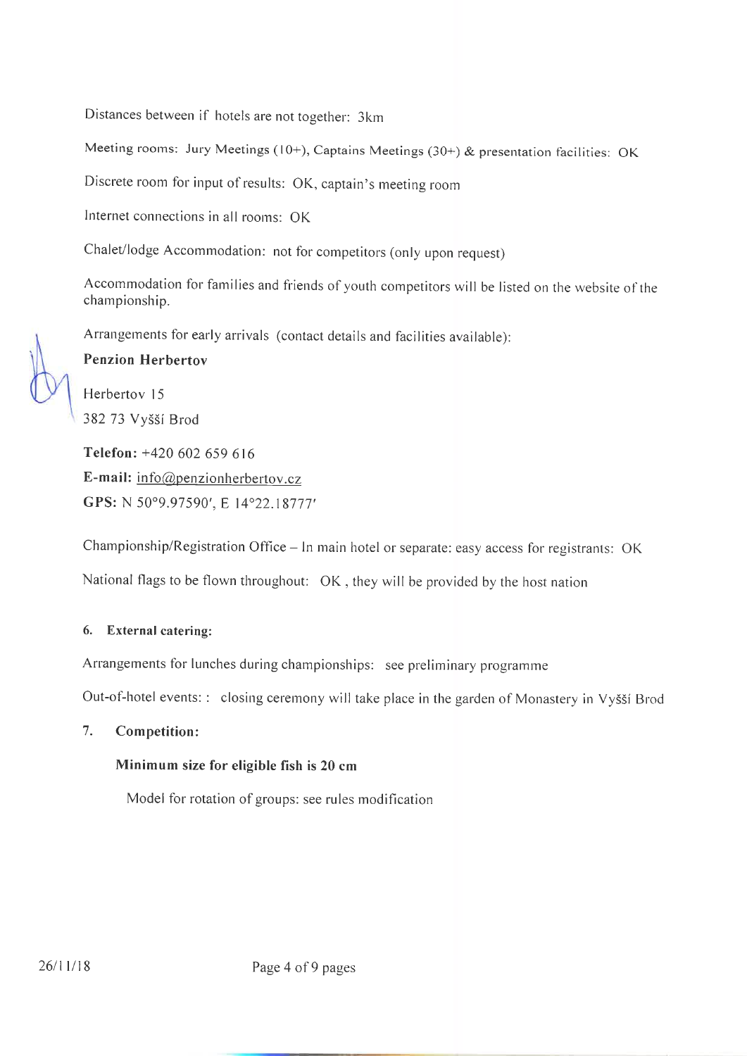Distances between if hotels are not together: 3km

Meeting rooms: Jury Meetings (10+), Captains Meetings (30+) & presentation facilities: OK

Discrete room for input of results: OK, captain's meeting room

Internet connections in all rooms: OK

Chalet/lodge Accommodation: not for competitors (only upon request)

Accommodation for families and friends of youth competitors will be listed on the website of the championship.

Arrangements for early arrivals (contact details and facilities available):

**Penzion Herbertov**

Herbertov 15

382 73 Vyšší Brod

**Telefon:** +420 602 659 616

**E-mail:** info@penzionherbertov.cz

**GPS:** N 50°9.97590′, E 14°22.18777′

Championship/Registration Office – In main hotel or separate: easy access for registrants: OK

National flags to be flown throughout: OK , they will be provided by the host nation

**6. External catering:**

Arrangements for lunches during championships: see preliminary programme

Out-of-hotel events: : closing ceremony will take place in the garden of Monastery in Vyšší Brod

**7. Competition:**

**Minimum size for eligible fish is 20 cm**

Model for rotation of groups: see rules modification

26/11/18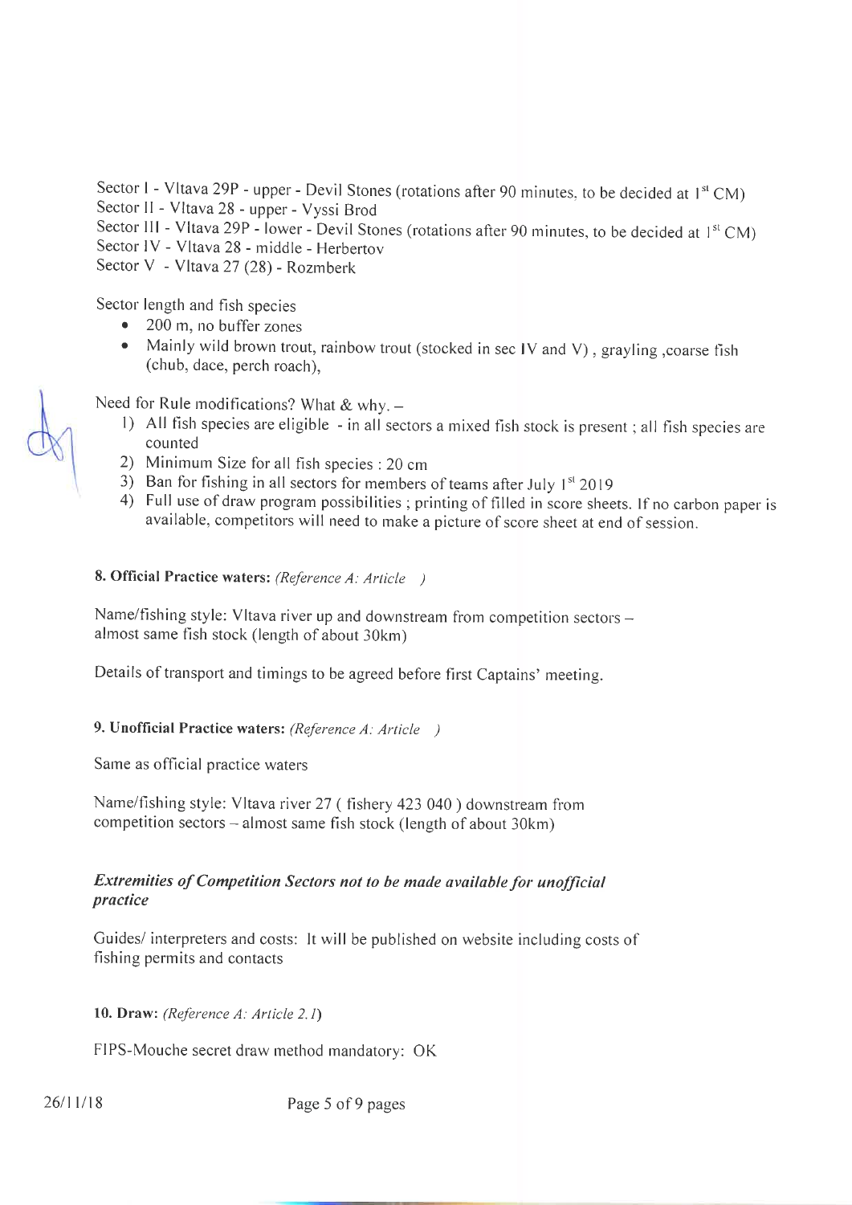Sector I - Vltava 29P - upper - Devil Stones (rotations after 90 minutes, to be decided at 1st CM)
Sector II - Vltava 28 - upper - Vyssi Brod
Sector III - Vltava 29P - lower - Devil Stones (rotations after 90 minutes, to be decided at 1st CM)
Sector IV - Vltava 28 - middle - Herbertov
Sector V - Vltava 27 (28) - Rozmberk

Sector length and fish species

- 200 m, no buffer zones
- Mainly wild brown trout, rainbow trout (stocked in sec IV and V) , grayling ,coarse fish (chub, dace, perch roach),

Need for Rule modifications? What & why. –

1) All fish species are eligible - in all sectors a mixed fish stock is present ; all fish species are counted
2) Minimum Size for all fish species : 20 cm
3) Ban for fishing in all sectors for members of teams after July 1st 2019
4) Full use of draw program possibilities ; printing of filled in score sheets. If no carbon paper is available, competitors will need to make a picture of score sheet at end of session.

**8. Official Practice waters:** *(Reference A: Article )*

Name/fishing style: Vltava river up and downstream from competition sectors – almost same fish stock (length of about 30km)

Details of transport and timings to be agreed before first Captains' meeting.

**9. Unofficial Practice waters:** *(Reference A: Article )*

Same as official practice waters

Name/fishing style: Vltava river 27 ( fishery 423 040 ) downstream from competition sectors – almost same fish stock (length of about 30km)

***Extremities of Competition Sectors not to be made available for unofficial practice***

Guides/ interpreters and costs: It will be published on website including costs of fishing permits and contacts

**10. Draw:** *(Reference A: Article 2.1)*

FIPS-Mouche secret draw method mandatory: OK

26/11/18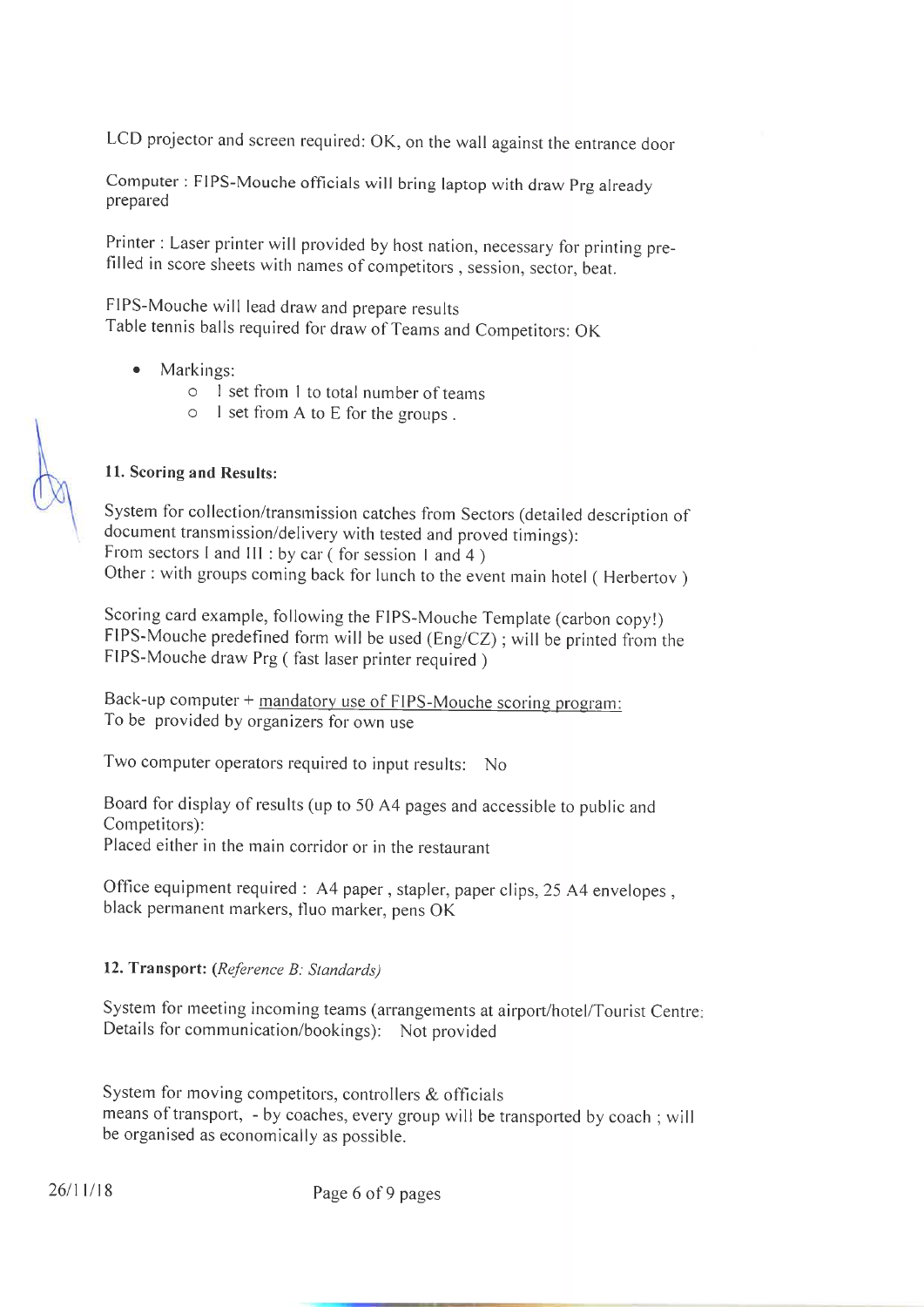LCD projector and screen required: OK, on the wall against the entrance door

Computer : FIPS-Mouche officials will bring laptop with draw Prg already prepared

Printer : Laser printer will provided by host nation, necessary for printing pre-filled in score sheets with names of competitors , session, sector, beat.

FIPS-Mouche will lead draw and prepare results
Table tennis balls required for draw of Teams and Competitors: OK

- Markings:
  - 1 set from 1 to total number of teams
  - 1 set from A to E for the groups .

**11. Scoring and Results:**

System for collection/transmission catches from Sectors (detailed description of document transmission/delivery with tested and proved timings):
From sectors I and III : by car ( for session 1 and 4 )
Other : with groups coming back for lunch to the event main hotel ( Herbertov )

Scoring card example, following the FIPS-Mouche Template (carbon copy!)
FIPS-Mouche predefined form will be used (Eng/CZ) ; will be printed from the FIPS-Mouche draw Prg ( fast laser printer required )

Back-up computer + <u>mandatory use of FIPS-Mouche scoring program:</u>
To be provided by organizers for own use

Two computer operators required to input results: No

Board for display of results (up to 50 A4 pages and accessible to public and Competitors):
Placed either in the main corridor or in the restaurant

Office equipment required : A4 paper , stapler, paper clips, 25 A4 envelopes , black permanent markers, fluo marker, pens OK

**12. Transport:** *(Reference B: Standards)*

System for meeting incoming teams (arrangements at airport/hotel/Tourist Centre; Details for communication/bookings): Not provided

System for moving competitors, controllers & officials
means of transport, - by coaches, every group will be transported by coach ; will be organised as economically as possible.

26/11/18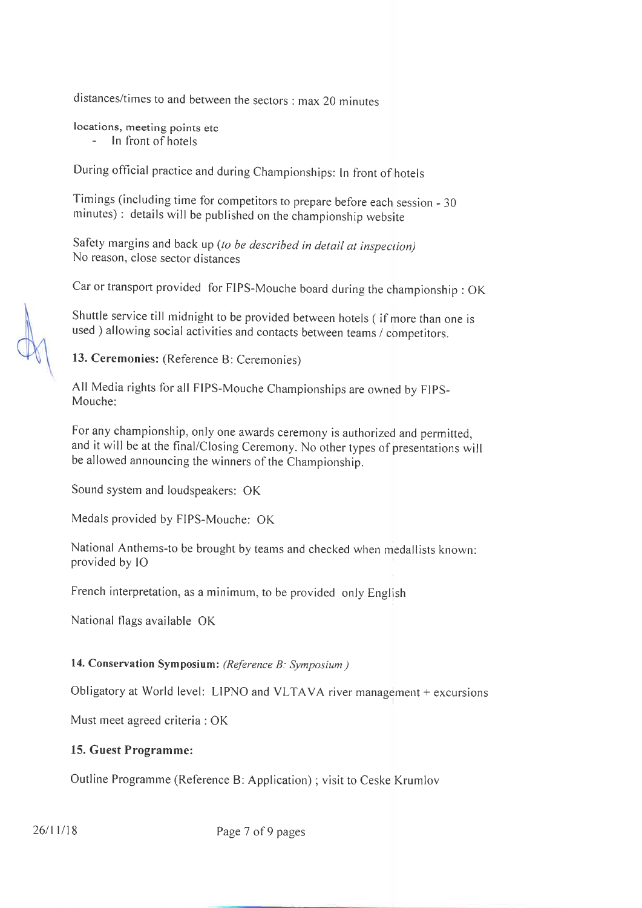distances/times to and between the sectors : max 20 minutes

locations, meeting points etc

- In front of hotels

During official practice and during Championships: In front of hotels

Timings (including time for competitors to prepare before each session - 30 minutes) : details will be published on the championship website

Safety margins and back up (*to be described in detail at inspection*)
No reason, close sector distances

Car or transport provided for FIPS-Mouche board during the championship : OK

Shuttle service till midnight to be provided between hotels ( if more than one is used ) allowing social activities and contacts between teams / competitors.

**13. Ceremonies:** (Reference B: Ceremonies)

All Media rights for all FIPS-Mouche Championships are owned by FIPS-Mouche:

For any championship, only one awards ceremony is authorized and permitted, and it will be at the final/Closing Ceremony. No other types of presentations will be allowed announcing the winners of the Championship.

Sound system and loudspeakers: OK

Medals provided by FIPS-Mouche: OK

National Anthems-to be brought by teams and checked when medallists known: provided by IO

French interpretation, as a minimum, to be provided only English

National flags available OK

**14. Conservation Symposium:** *(Reference B: Symposium )*

Obligatory at World level: LIPNO and VLTAVA river management + excursions

Must meet agreed criteria : OK

**15. Guest Programme:**

Outline Programme (Reference B: Application) ; visit to Ceske Krumlov

26/11/18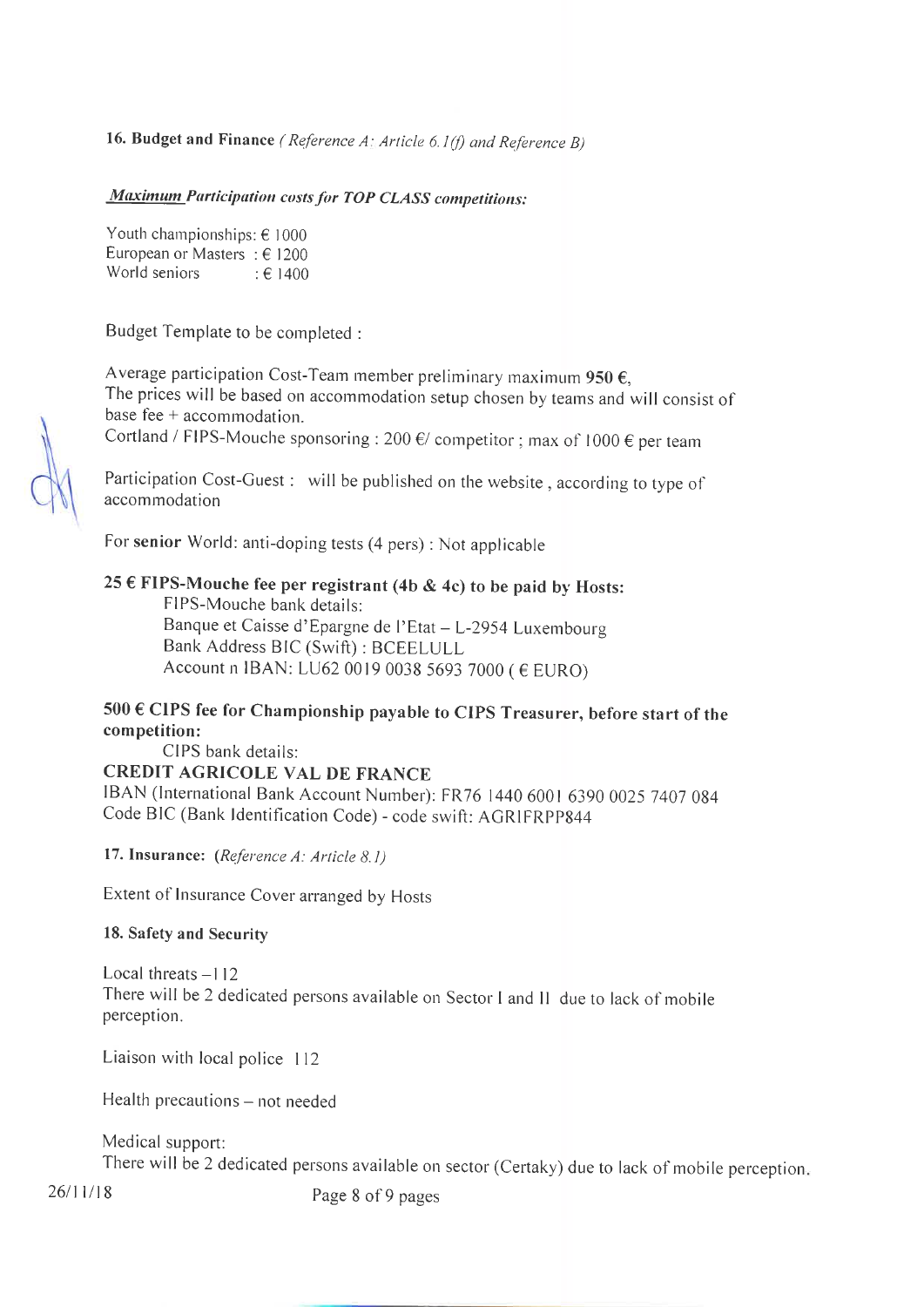**16. Budget and Finance** *(Reference A: Article 6.1(f) and Reference B)*

***Maximum** Participation costs for TOP CLASS competitions:*

Youth championships: € 1000
European or Masters : € 1200
World seniors : € 1400

Budget Template to be completed :

Average participation Cost-Team member preliminary maximum **950 €**,
The prices will be based on accommodation setup chosen by teams and will consist of base fee + accommodation.
Cortland / FIPS-Mouche sponsoring : 200 €/ competitor ; max of 1000 € per team

Participation Cost-Guest : will be published on the website , according to type of accommodation

For **senior** World: anti-doping tests (4 pers) : Not applicable

**25 € FIPS-Mouche fee per registrant (4b & 4c) to be paid by Hosts:**

FIPS-Mouche bank details:
Banque et Caisse d'Epargne de l'Etat – L-2954 Luxembourg
Bank Address BIC (Swift) : BCEELULL
Account n IBAN: LU62 0019 0038 5693 7000 ( € EURO)

**500 € CIPS fee for Championship payable to CIPS Treasurer, before start of the competition:**

CIPS bank details:

**CREDIT AGRICOLE VAL DE FRANCE**
IBAN (International Bank Account Number): FR76 1440 6001 6390 0025 7407 084
Code BIC (Bank Identification Code) - code swift: AGRIFRPP844

**17. Insurance:** *(Reference A: Article 8.1)*

Extent of Insurance Cover arranged by Hosts

**18. Safety and Security**

Local threats – 112
There will be 2 dedicated persons available on Sector I and II due to lack of mobile perception.

Liaison with local police 112

Health precautions – not needed

Medical support:
There will be 2 dedicated persons available on sector (Certaky) due to lack of mobile perception.

26/11/18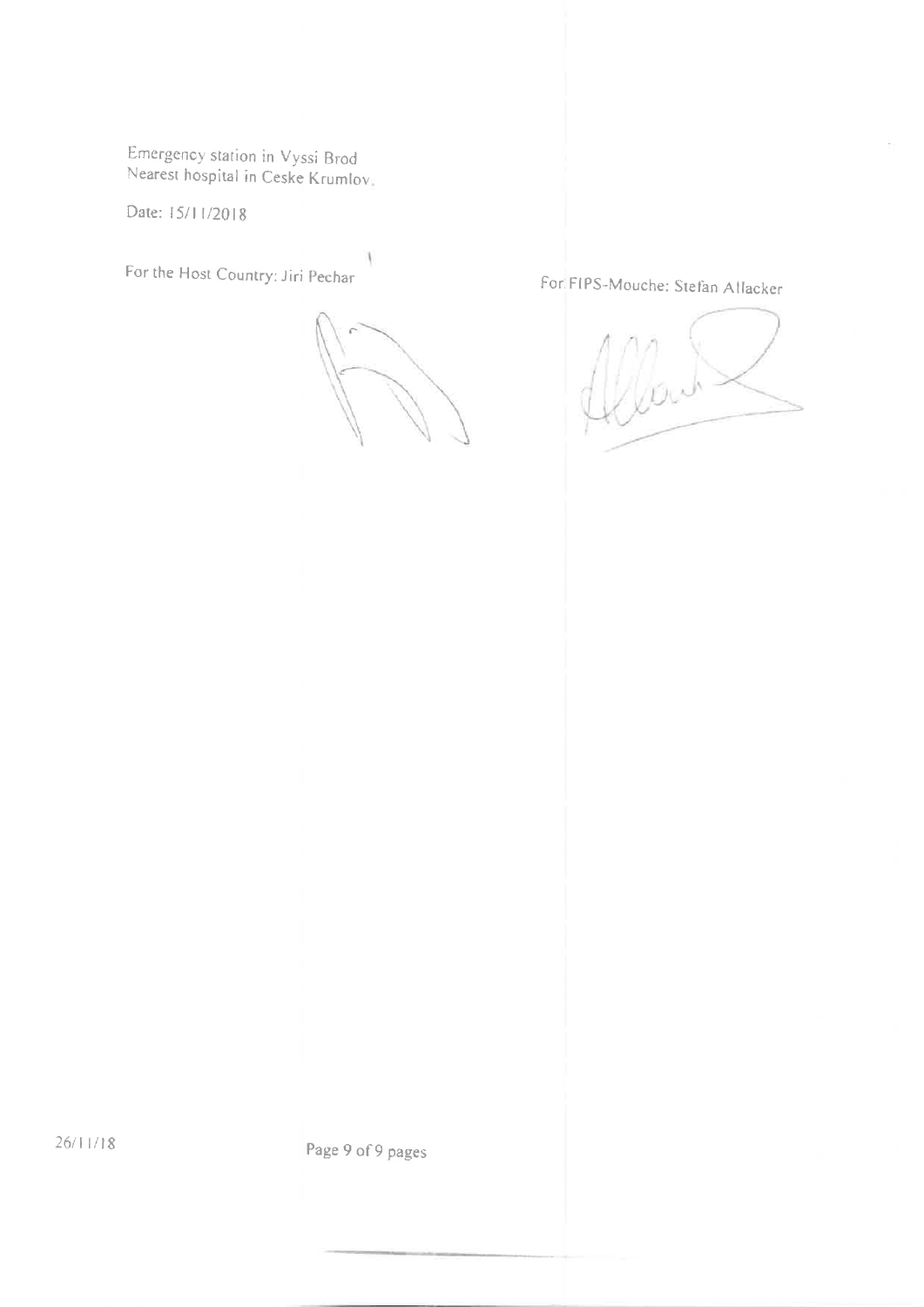Emergency station in Vyssi Brod
Nearest hospital in Ceske Krumlov.

Date: 15/11/2018

For the Host Country: Jiri Pechar

For FIPS-Mouche: Stefan Allacker

26/11/18